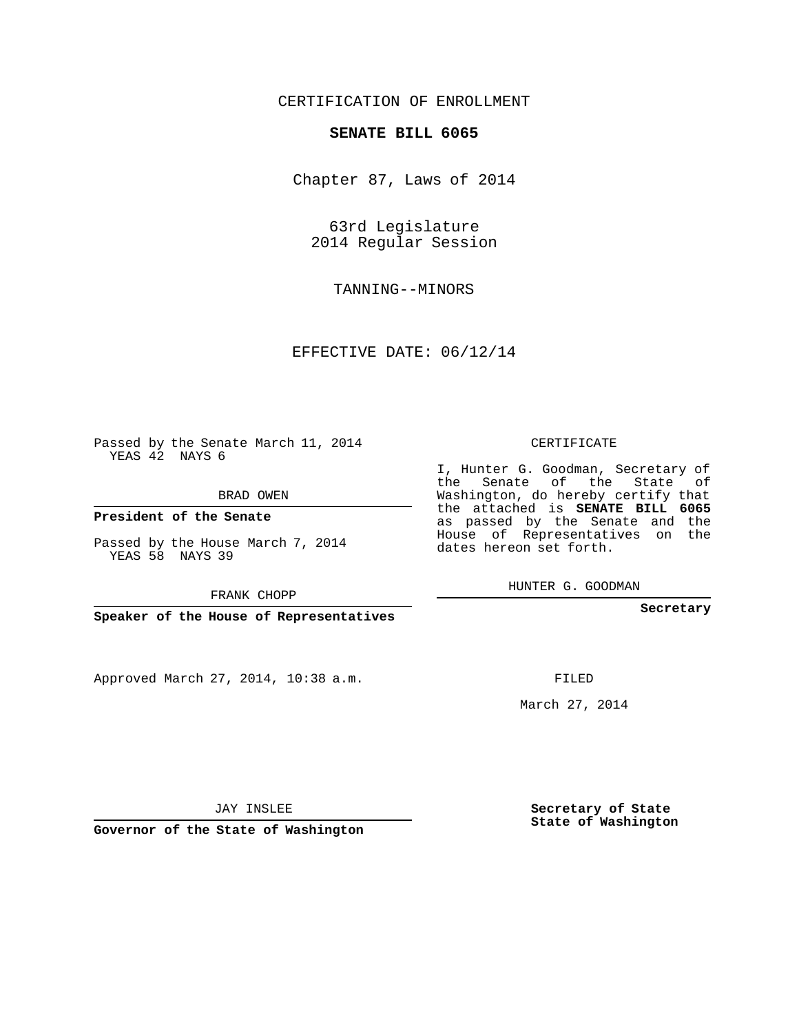CERTIFICATION OF ENROLLMENT

**SENATE BILL 6065**

Chapter 87, Laws of 2014

63rd Legislature
2014 Regular Session

TANNING--MINORS

EFFECTIVE DATE: 06/12/14

Passed by the Senate March 11, 2014
YEAS 42 NAYS 6

BRAD OWEN

**President of the Senate**

Passed by the House March 7, 2014
YEAS 58 NAYS 39

FRANK CHOPP

**Speaker of the House of Representatives**

Approved March 27, 2014, 10:38 a.m.

JAY INSLEE

**Governor of the State of Washington**

CERTIFICATE

I, Hunter G. Goodman, Secretary of the Senate of the State of Washington, do hereby certify that the attached is **SENATE BILL 6065** as passed by the Senate and the House of Representatives on the dates hereon set forth.

HUNTER G. GOODMAN

**Secretary**

FILED

March 27, 2014

**Secretary of State**
**State of Washington**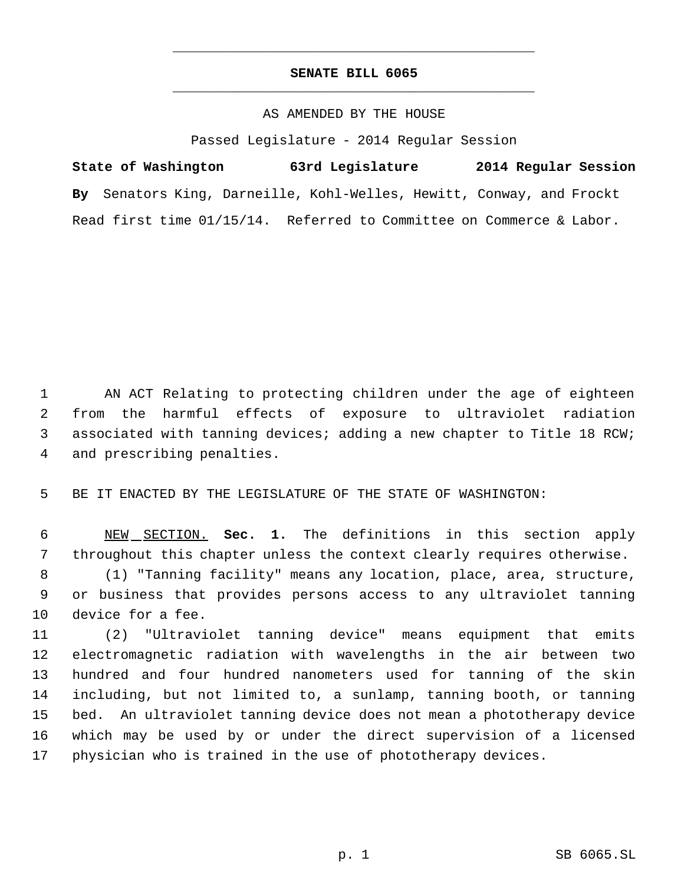# SENATE BILL 6065

AS AMENDED BY THE HOUSE

Passed Legislature - 2014 Regular Session

**State of Washington 63rd Legislature 2014 Regular Session**

**By** Senators King, Darneille, Kohl-Welles, Hewitt, Conway, and Frockt

Read first time 01/15/14. Referred to Committee on Commerce & Labor.

AN ACT Relating to protecting children under the age of eighteen from the harmful effects of exposure to ultraviolet radiation associated with tanning devices; adding a new chapter to Title 18 RCW; and prescribing penalties.

BE IT ENACTED BY THE LEGISLATURE OF THE STATE OF WASHINGTON:

NEW SECTION. **Sec. 1.** The definitions in this section apply throughout this chapter unless the context clearly requires otherwise.

(1) "Tanning facility" means any location, place, area, structure, or business that provides persons access to any ultraviolet tanning device for a fee.

(2) "Ultraviolet tanning device" means equipment that emits electromagnetic radiation with wavelengths in the air between two hundred and four hundred nanometers used for tanning of the skin including, but not limited to, a sunlamp, tanning booth, or tanning bed. An ultraviolet tanning device does not mean a phototherapy device which may be used by or under the direct supervision of a licensed physician who is trained in the use of phototherapy devices.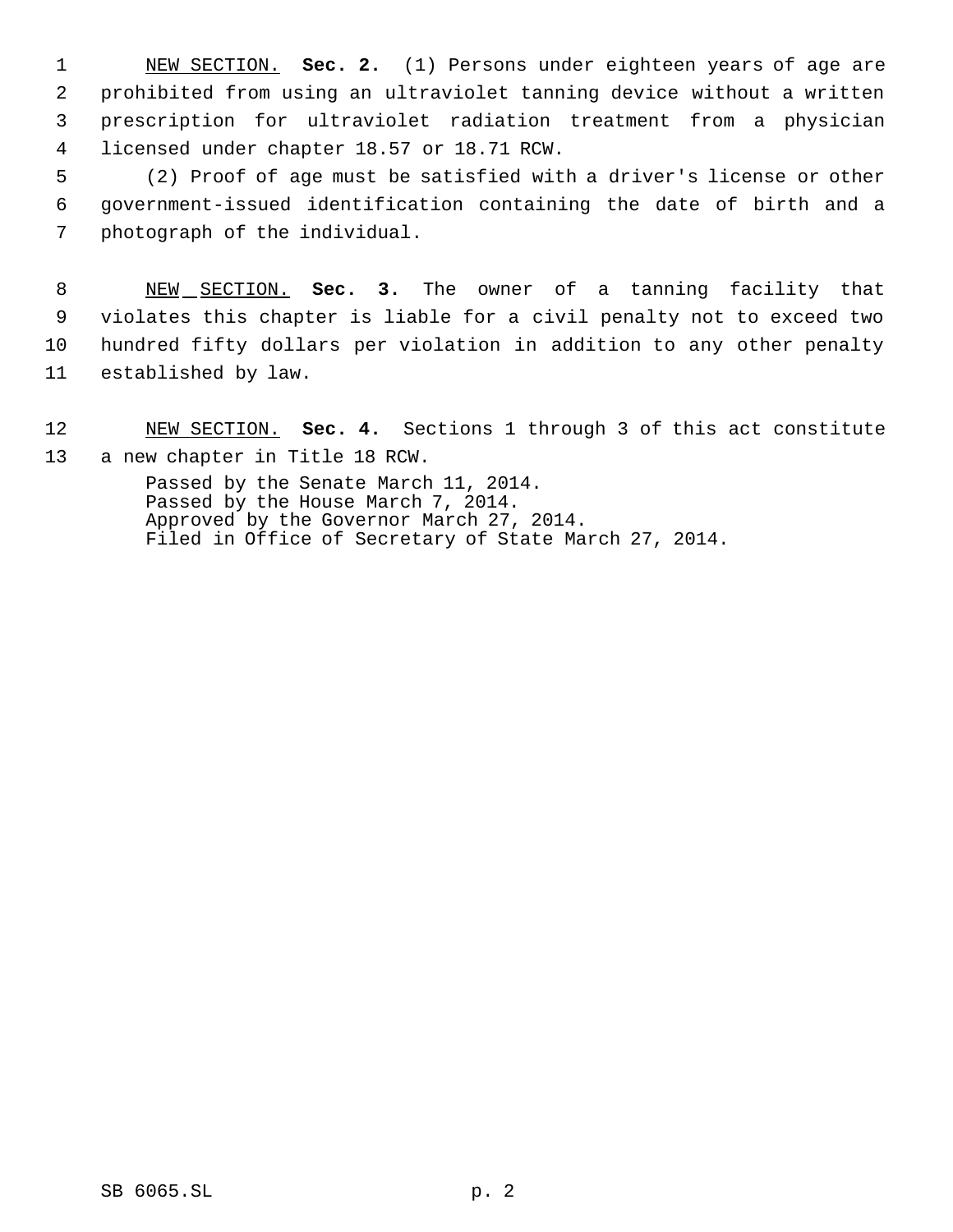NEW SECTION. **Sec. 2.** (1) Persons under eighteen years of age are prohibited from using an ultraviolet tanning device without a written prescription for ultraviolet radiation treatment from a physician licensed under chapter 18.57 or 18.71 RCW.

(2) Proof of age must be satisfied with a driver's license or other government-issued identification containing the date of birth and a photograph of the individual.

NEW SECTION. **Sec. 3.** The owner of a tanning facility that violates this chapter is liable for a civil penalty not to exceed two hundred fifty dollars per violation in addition to any other penalty established by law.

NEW SECTION. **Sec. 4.** Sections 1 through 3 of this act constitute a new chapter in Title 18 RCW.

Passed by the Senate March 11, 2014.
Passed by the House March 7, 2014.
Approved by the Governor March 27, 2014.
Filed in Office of Secretary of State March 27, 2014.